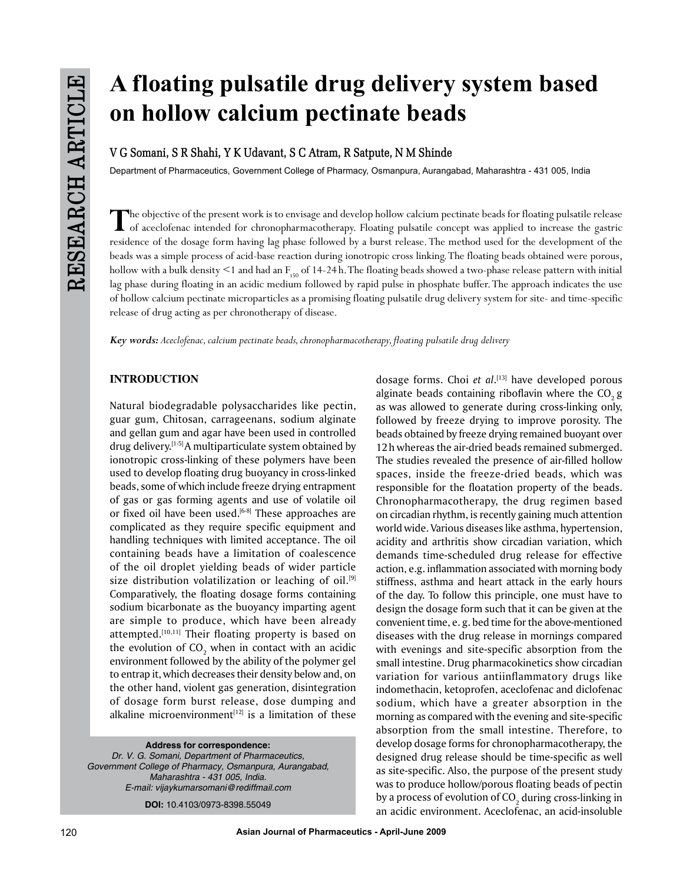# A floating pulsatile drug delivery system based on hollow calcium pectinate beads

V G Somani, S R Shahi, Y K Udavant, S C Atram, R Satpute, N M Shinde

Department of Pharmaceutics, Government College of Pharmacy, Osmanpura, Aurangabad, Maharashtra - 431 005, India

The objective of the present work is to envisage and develop hollow calcium pectinate beads for floating pulsatile release of aceclofenac intended for chronopharmacotherapy. Floating pulsatile concept was applied to increase the gastric residence of the dosage form having lag phase followed by a burst release. The method used for the development of the beads was a simple process of acid-base reaction during ionotropic cross linking. The floating beads obtained were porous, hollow with a bulk density <1 and had an $F_{t50}$ of 14-24 h. The floating beads showed a two-phase release pattern with initial lag phase during floating in an acidic medium followed by rapid pulse in phosphate buffer. The approach indicates the use of hollow calcium pectinate microparticles as a promising floating pulsatile drug delivery system for site- and time-specific release of drug acting as per chronotherapy of disease.

***Key words:*** *Aceclofenac, calcium pectinate beads, chronopharmacotherapy, floating pulsatile drug delivery*

## INTRODUCTION

Natural biodegradable polysaccharides like pectin, guar gum, Chitosan, carrageenans, sodium alginate and gellan gum and agar have been used in controlled drug delivery.[1-5] A multiparticulate system obtained by ionotropic cross-linking of these polymers have been used to develop floating drug buoyancy in cross-linked beads, some of which include freeze drying entrapment of gas or gas forming agents and use of volatile oil or fixed oil have been used.[6-8] These approaches are complicated as they require specific equipment and handling techniques with limited acceptance. The oil containing beads have a limitation of coalescence of the oil droplet yielding beads of wider particle size distribution volatilization or leaching of oil.[9] Comparatively, the floating dosage forms containing sodium bicarbonate as the buoyancy imparting agent are simple to produce, which have been already attempted.[10,11] Their floating property is based on the evolution of $CO_2$ when in contact with an acidic environment followed by the ability of the polymer gel to entrap it, which decreases their density below and, on the other hand, violent gas generation, disintegration of dosage form burst release, dose dumping and alkaline microenvironment[12] is a limitation of these dosage forms. Choi *et al*.[13] have developed porous alginate beads containing riboflavin where the $CO_2$ gas was allowed to generate during cross-linking only, followed by freeze drying to improve porosity. The beads obtained by freeze drying remained buoyant over 12 h whereas the air-dried beads remained submerged. The studies revealed the presence of air-filled hollow spaces, inside the freeze-dried beads, which was responsible for the floatation property of the beads. Chronopharmacotherapy, the drug regimen based on circadian rhythm, is recently gaining much attention world wide. Various diseases like asthma, hypertension, acidity and arthritis show circadian variation, which demands time-scheduled drug release for effective action, e.g. inflammation associated with morning body stiffness, asthma and heart attack in the early hours of the day. To follow this principle, one must have to design the dosage form such that it can be given at the convenient time, e. g. bed time for the above-mentioned diseases with the drug release in mornings compared with evenings and site-specific absorption from the small intestine. Drug pharmacokinetics show circadian variation for various antiinflammatory drugs like indomethacin, ketoprofen, aceclofenac and diclofenac sodium, which have a greater absorption in the morning as compared with the evening and site-specific absorption from the small intestine. Therefore, to develop dosage forms for chronopharmacotherapy, the designed drug release should be time-specific as well as site-specific. Also, the purpose of the present study was to produce hollow/porous floating beads of pectin by a process of evolution of $CO_2$ during cross-linking in an acidic environment. Aceclofenac, an acid-insoluble

**Address for correspondence:**
*Dr. V. G. Somani, Department of Pharmaceutics, Government College of Pharmacy, Osmanpura, Aurangabad, Maharashtra - 431 005, India.*
*E-mail: vijaykumarsomani@rediffmail.com*

**DOI:** 10.4103/0973-8398.55049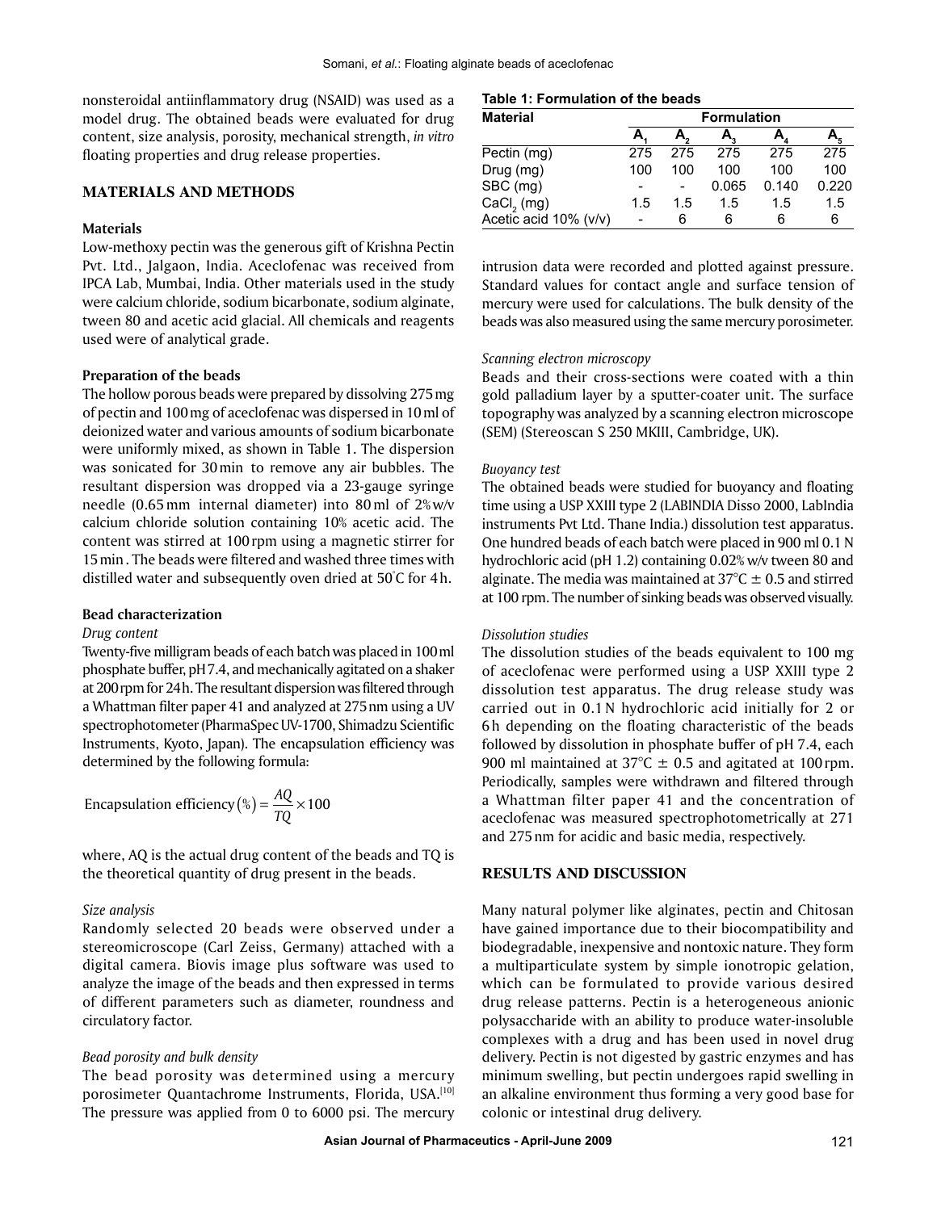nonsteroidal antiinflammatory drug (NSAID) was used as a model drug. The obtained beads were evaluated for drug content, size analysis, porosity, mechanical strength, *in vitro* floating properties and drug release properties.

## MATERIALS AND METHODS

### Materials

Low-methoxy pectin was the generous gift of Krishna Pectin Pvt. Ltd., Jalgaon, India. Aceclofenac was received from IPCA Lab, Mumbai, India. Other materials used in the study were calcium chloride, sodium bicarbonate, sodium alginate, tween 80 and acetic acid glacial. All chemicals and reagents used were of analytical grade.

### Preparation of the beads

The hollow porous beads were prepared by dissolving 275 mg of pectin and 100 mg of aceclofenac was dispersed in 10 ml of deionized water and various amounts of sodium bicarbonate were uniformly mixed, as shown in Table 1. The dispersion was sonicated for 30 min to remove any air bubbles. The resultant dispersion was dropped via a 23-gauge syringe needle (0.65 mm internal diameter) into 80 ml of 2% w/v calcium chloride solution containing 10% acetic acid. The content was stirred at 100 rpm using a magnetic stirrer for 15 min. The beads were filtered and washed three times with distilled water and subsequently oven dried at 50°C for 4 h.

### Bead characterization

*Drug content*

Twenty-five milligram beads of each batch was placed in 100 ml phosphate buffer, pH 7.4, and mechanically agitated on a shaker at 200 rpm for 24 h. The resultant dispersion was filtered through a Whattman filter paper 41 and analyzed at 275 nm using a UV spectrophotometer (PharmaSpec UV-1700, Shimadzu Scientific Instruments, Kyoto, Japan). The encapsulation efficiency was determined by the following formula:

$$\text{Encapsulation efficiency}(\%) = \frac{AQ}{TQ} \times 100$$

where, AQ is the actual drug content of the beads and TQ is the theoretical quantity of drug present in the beads.

*Size analysis*

Randomly selected 20 beads were observed under a stereomicroscope (Carl Zeiss, Germany) attached with a digital camera. Biovis image plus software was used to analyze the image of the beads and then expressed in terms of different parameters such as diameter, roundness and circulatory factor.

*Bead porosity and bulk density*

The bead porosity was determined using a mercury porosimeter Quantachrome Instruments, Florida, USA.[10] The pressure was applied from 0 to 6000 psi. The mercury intrusion data were recorded and plotted against pressure. Standard values for contact angle and surface tension of mercury were used for calculations. The bulk density of the beads was also measured using the same mercury porosimeter.

**Table 1: Formulation of the beads**

| Material | Formulation | | | | |
|---|---|---|---|---|---|
| | $A_1$ | $A_2$ | $A_3$ | $A_4$ | $A_5$ |
| Pectin (mg) | 275 | 275 | 275 | 275 | 275 |
| Drug (mg) | 100 | 100 | 100 | 100 | 100 |
| SBC (mg) | - | - | 0.065 | 0.140 | 0.220 |
| $CaCl_2$ (mg) | 1.5 | 1.5 | 1.5 | 1.5 | 1.5 |
| Acetic acid 10% (v/v) | - | 6 | 6 | 6 | 6 |

*Scanning electron microscopy*

Beads and their cross-sections were coated with a thin gold palladium layer by a sputter-coater unit. The surface topography was analyzed by a scanning electron microscope (SEM) (Stereoscan S 250 MKIII, Cambridge, UK).

*Buoyancy test*

The obtained beads were studied for buoyancy and floating time using a USP XXIII type 2 (LABINDIA Disso 2000, LabIndia instruments Pvt Ltd. Thane India.) dissolution test apparatus. One hundred beads of each batch were placed in 900 ml 0.1 N hydrochloric acid (pH 1.2) containing 0.02% w/v tween 80 and alginate. The media was maintained at 37°C ± 0.5 and stirred at 100 rpm. The number of sinking beads was observed visually.

*Dissolution studies*

The dissolution studies of the beads equivalent to 100 mg of aceclofenac were performed using a USP XXIII type 2 dissolution test apparatus. The drug release study was carried out in 0.1 N hydrochloric acid initially for 2 or 6 h depending on the floating characteristic of the beads followed by dissolution in phosphate buffer of pH 7.4, each 900 ml maintained at 37°C ± 0.5 and agitated at 100 rpm. Periodically, samples were withdrawn and filtered through a Whattman filter paper 41 and the concentration of aceclofenac was measured spectrophotometrically at 271 and 275 nm for acidic and basic media, respectively.

## RESULTS AND DISCUSSION

Many natural polymer like alginates, pectin and Chitosan have gained importance due to their biocompatibility and biodegradable, inexpensive and nontoxic nature. They form a multiparticulate system by simple ionotropic gelation, which can be formulated to provide various desired drug release patterns. Pectin is a heterogeneous anionic polysaccharide with an ability to produce water-insoluble complexes with a drug and has been used in novel drug delivery. Pectin is not digested by gastric enzymes and has minimum swelling, but pectin undergoes rapid swelling in an alkaline environment thus forming a very good base for colonic or intestinal drug delivery.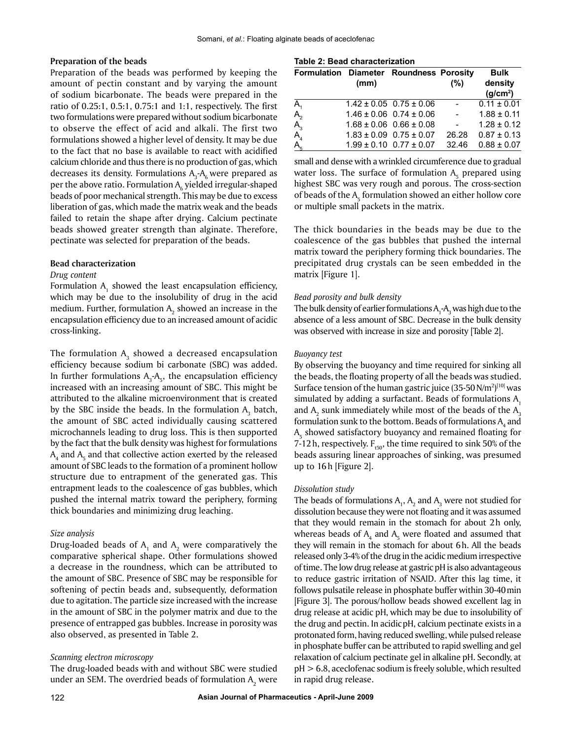### Preparation of the beads

Preparation of the beads was performed by keeping the amount of pectin constant and by varying the amount of sodium bicarbonate. The beads were prepared in the ratio of 0.25:1, 0.5:1, 0.75:1 and 1:1, respectively. The first two formulations were prepared without sodium bicarbonate to observe the effect of acid and alkali. The first two formulations showed a higher level of density. It may be due to the fact that no base is available to react with acidified calcium chloride and thus there is no production of gas, which decreases its density. Formulations $A_3$-$A_6$ were prepared as per the above ratio. Formulation $A_6$ yielded irregular-shaped beads of poor mechanical strength. This may be due to excess liberation of gas, which made the matrix weak and the beads failed to retain the shape after drying. Calcium pectinate beads showed greater strength than alginate. Therefore, pectinate was selected for preparation of the beads.

### Bead characterization

*Drug content*

Formulation $A_1$ showed the least encapsulation efficiency, which may be due to the insolubility of drug in the acid medium. Further, formulation $A_2$ showed an increase in the encapsulation efficiency due to an increased amount of acidic cross-linking.

The formulation $A_3$ showed a decreased encapsulation efficiency because sodium bi carbonate (SBC) was added. In further formulations $A_3$-$A_5$, the encapsulation efficiency increased with an increasing amount of SBC. This might be attributed to the alkaline microenvironment that is created by the SBC inside the beads. In the formulation $A_3$ batch, the amount of SBC acted individually causing scattered microchannels leading to drug loss. This is then supported by the fact that the bulk density was highest for formulations $A_4$ and $A_5$ and that collective action exerted by the released amount of SBC leads to the formation of a prominent hollow structure due to entrapment of the generated gas. This entrapment leads to the coalescence of gas bubbles, which pushed the internal matrix toward the periphery, forming thick boundaries and minimizing drug leaching.

*Size analysis*

Drug-loaded beads of $A_1$ and $A_2$ were comparatively the comparative spherical shape. Other formulations showed a decrease in the roundness, which can be attributed to the amount of SBC. Presence of SBC may be responsible for softening of pectin beads and, subsequently, deformation due to agitation. The particle size increased with the increase in the amount of SBC in the polymer matrix and due to the presence of entrapped gas bubbles. Increase in porosity was also observed, as presented in Table 2.

*Scanning electron microscopy*

The drug-loaded beads with and without SBC were studied under an SEM. The overdried beads of formulation $A_2$ were small and dense with a wrinkled circumference due to gradual water loss. The surface of formulation $A_5$ prepared using highest SBC was very rough and porous. The cross-section of beads of the $A_5$ formulation showed an either hollow core or multiple small packets in the matrix.

**Table 2: Bead characterization**

| Formulation | Diameter (mm) | Roundness | Porosity (%) | Bulk density (g/cm$^2$) |
|---|---|---|---|---|
| $A_1$ | 1.42 ± 0.05 | 0.75 ± 0.06 | - | 0.11 ± 0.01 |
| $A_2$ | 1.46 ± 0.06 | 0.74 ± 0.06 | - | 1.88 ± 0.11 |
| $A_3$ | 1.68 ± 0.06 | 0.66 ± 0.08 | - | 1.28 ± 0.12 |
| $A_4$ | 1.83 ± 0.09 | 0.75 ± 0.07 | 26.28 | 0.87 ± 0.13 |
| $A_5$ | 1.99 ± 0.10 | 0.77 ± 0.07 | 32.46 | 0.88 ± 0.07 |

The thick boundaries in the beads may be due to the coalescence of the gas bubbles that pushed the internal matrix toward the periphery forming thick boundaries. The precipitated drug crystals can be seen embedded in the matrix [Figure 1].

*Bead porosity and bulk density*

The bulk density of earlier formulations $A_1$-$A_3$ was high due to the absence of a less amount of SBC. Decrease in the bulk density was observed with increase in size and porosity [Table 2].

*Buoyancy test*

By observing the buoyancy and time required for sinking all the beads, the floating property of all the beads was studied. Surface tension of the human gastric juice (35-50 N/m$^2$)[10] was simulated by adding a surfactant. Beads of formulations $A_1$ and $A_2$ sunk immediately while most of the beads of the $A_3$ formulation sunk to the bottom. Beads of formulations $A_4$ and $A_5$ showed satisfactory buoyancy and remained floating for 7-12 h, respectively. $F_{t50}$, the time required to sink 50% of the beads assuring linear approaches of sinking, was presumed up to 16 h [Figure 2].

*Dissolution study*

The beads of formulations $A_1$, $A_2$ and $A_3$ were not studied for dissolution because they were not floating and it was assumed that they would remain in the stomach for about 2 h only, whereas beads of $A_4$ and $A_5$ were floated and assumed that they will remain in the stomach for about 6 h. All the beads released only 3-4% of the drug in the acidic medium irrespective of time. The low drug release at gastric pH is also advantageous to reduce gastric irritation of NSAID. After this lag time, it follows pulsatile release in phosphate buffer within 30-40 min [Figure 3]. The porous/hollow beads showed excellent lag in drug release at acidic pH, which may be due to insolubility of the drug and pectin. In acidic pH, calcium pectinate exists in a protonated form, having reduced swelling, while pulsed release in phosphate buffer can be attributed to rapid swelling and gel relaxation of calcium pectinate gel in alkaline pH. Secondly, at pH > 6.8, aceclofenac sodium is freely soluble, which resulted in rapid drug release.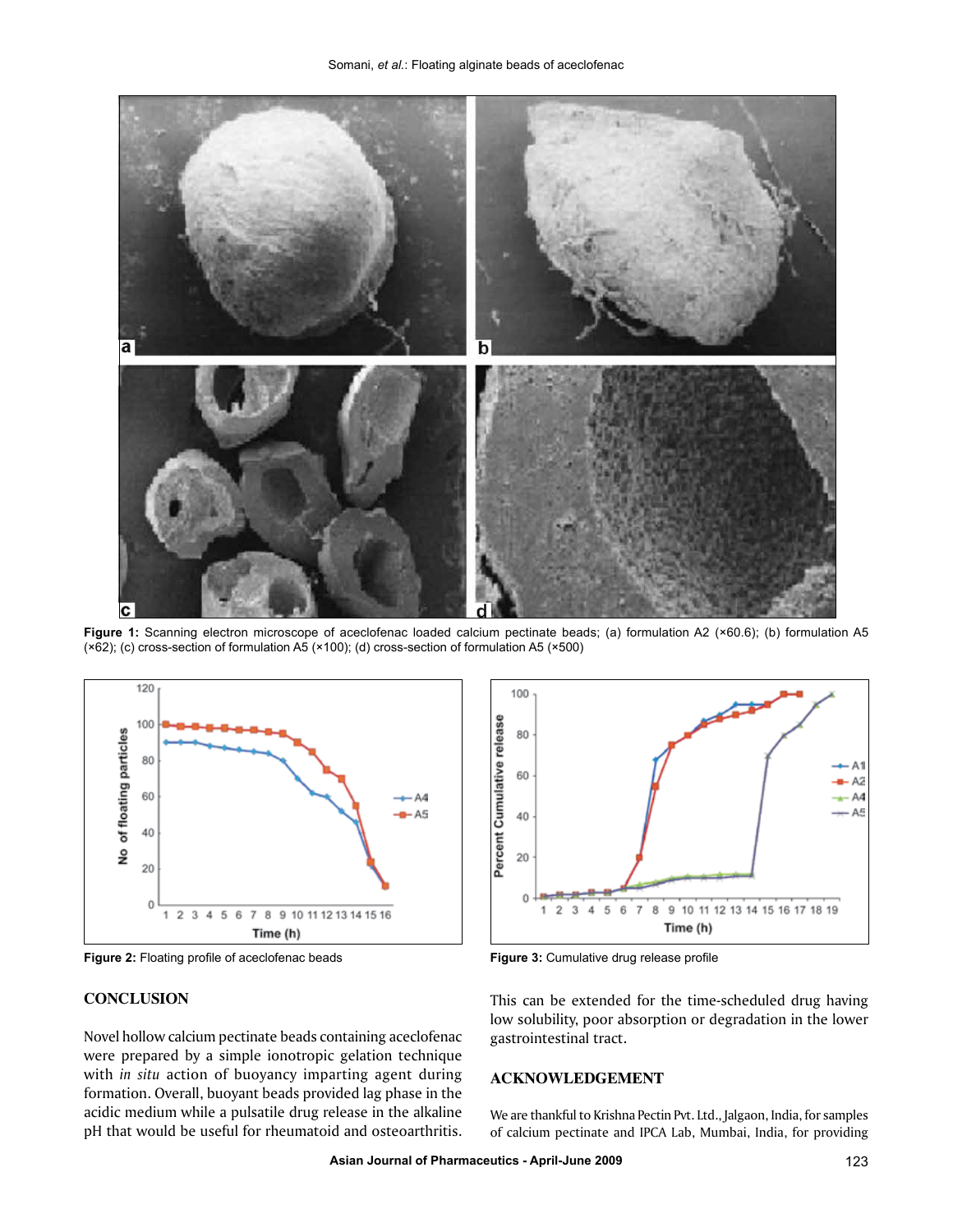Figure 1: Scanning electron microscope of aceclofenac loaded calcium pectinate beads; (a) formulation A2 (×60.6); (b) formulation A5 (×62); (c) cross-section of formulation A5 (×100); (d) cross-section of formulation A5 (×500)

Figure 2: Floating profile of aceclofenac beads

Figure 3: Cumulative drug release profile

## CONCLUSION

Novel hollow calcium pectinate beads containing aceclofenac were prepared by a simple ionotropic gelation technique with *in situ* action of buoyancy imparting agent during formation. Overall, buoyant beads provided lag phase in the acidic medium while a pulsatile drug release in the alkaline pH that would be useful for rheumatoid and osteoarthritis. This can be extended for the time-scheduled drug having low solubility, poor absorption or degradation in the lower gastrointestinal tract.

## ACKNOWLEDGEMENT

We are thankful to Krishna Pectin Pvt. Ltd., Jalgaon, India, for samples of calcium pectinate and IPCA Lab, Mumbai, India, for providing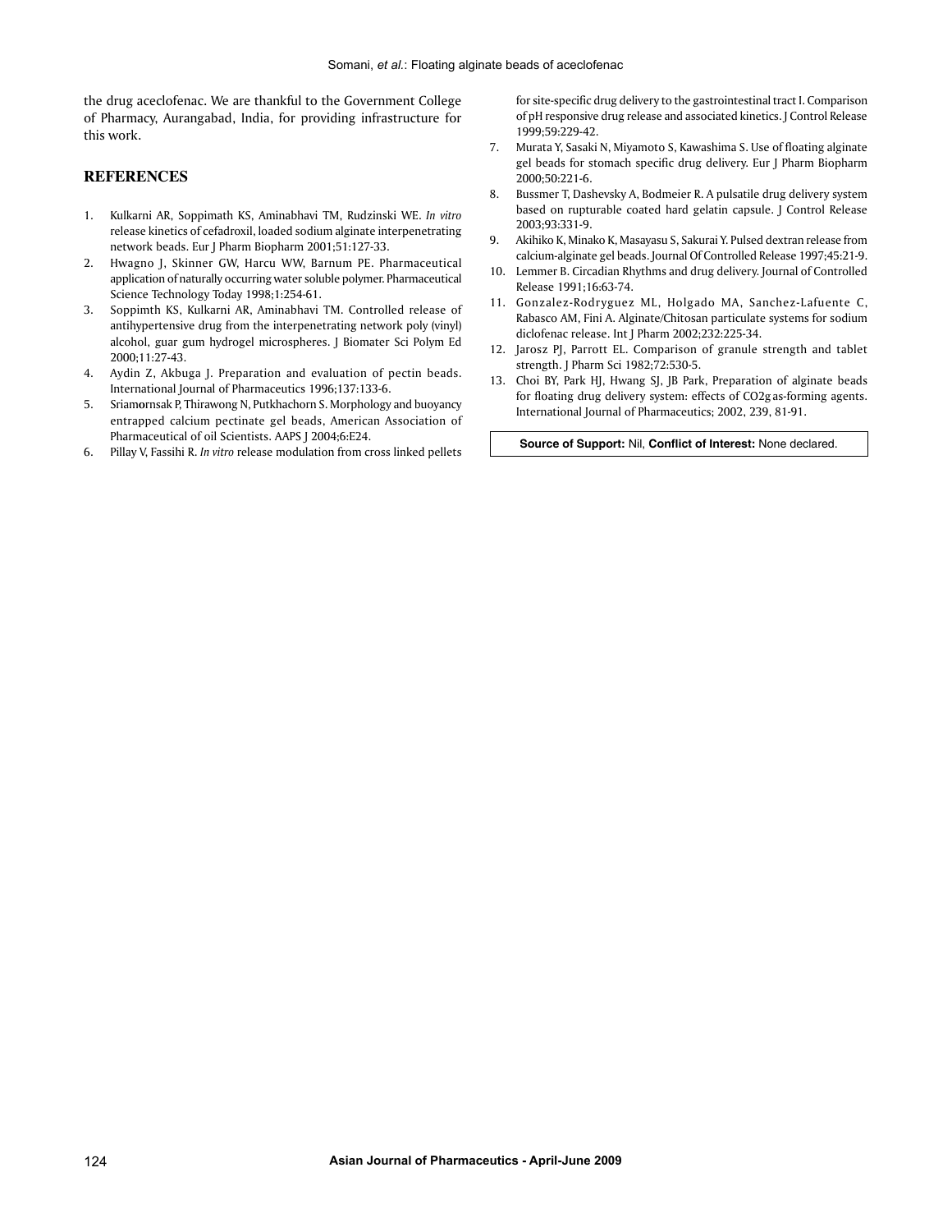the drug aceclofenac. We are thankful to the Government College of Pharmacy, Aurangabad, India, for providing infrastructure for this work.

## REFERENCES

1. Kulkarni AR, Soppimath KS, Aminabhavi TM, Rudzinski WE. *In vitro* release kinetics of cefadroxil, loaded sodium alginate interpenetrating network beads. Eur J Pharm Biopharm 2001;51:127-33.
2. Hwagno J, Skinner GW, Harcu WW, Barnum PE. Pharmaceutical application of naturally occurring water soluble polymer. Pharmaceutical Science Technology Today 1998;1:254-61.
3. Soppimth KS, Kulkarni AR, Aminabhavi TM. Controlled release of antihypertensive drug from the interpenetrating network poly (vinyl) alcohol, guar gum hydrogel microspheres. J Biomater Sci Polym Ed 2000;11:27-43.
4. Aydin Z, Akbuga J. Preparation and evaluation of pectin beads. International Journal of Pharmaceutics 1996;137:133-6.
5. Sriamornsak P, Thirawong N, Putkhachorn S. Morphology and buoyancy entrapped calcium pectinate gel beads, American Association of Pharmaceutical of oil Scientists. AAPS J 2004;6:E24.
6. Pillay V, Fassihi R. *In vitro* release modulation from cross linked pellets for site-specific drug delivery to the gastrointestinal tract I. Comparison of pH responsive drug release and associated kinetics. J Control Release 1999;59:229-42.
7. Murata Y, Sasaki N, Miyamoto S, Kawashima S. Use of floating alginate gel beads for stomach specific drug delivery. Eur J Pharm Biopharm 2000;50:221-6.
8. Bussmer T, Dashevsky A, Bodmeier R. A pulsatile drug delivery system based on rupturable coated hard gelatin capsule. J Control Release 2003;93:331-9.
9. Akihiko K, Minako K, Masayasu S, Sakurai Y. Pulsed dextran release from calcium-alginate gel beads. Journal Of Controlled Release 1997;45:21-9.
10. Lemmer B. Circadian Rhythms and drug delivery. Journal of Controlled Release 1991;16:63-74.
11. Gonzalez-Rodryguez ML, Holgado MA, Sanchez-Lafuente C, Rabasco AM, Fini A. Alginate/Chitosan particulate systems for sodium diclofenac release. Int J Pharm 2002;232:225-34.
12. Jarosz PJ, Parrott EL. Comparison of granule strength and tablet strength. J Pharm Sci 1982;72:530-5.
13. Choi BY, Park HJ, Hwang SJ, JB Park, Preparation of alginate beads for floating drug delivery system: effects of CO2g as-forming agents. International Journal of Pharmaceutics; 2002, 239, 81-91.

**Source of Support:** Nil, **Conflict of Interest:** None declared.